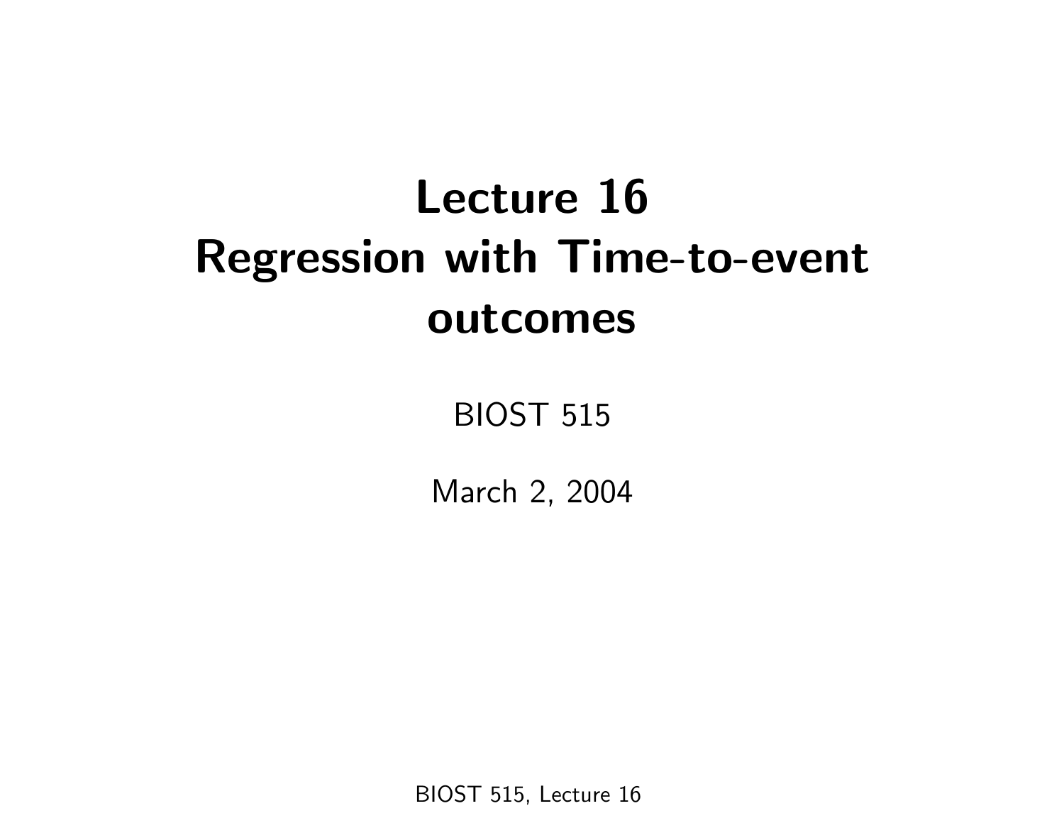# Lecture 16
# Regression with Time-to-event outcomes

BIOST 515

March 2, 2004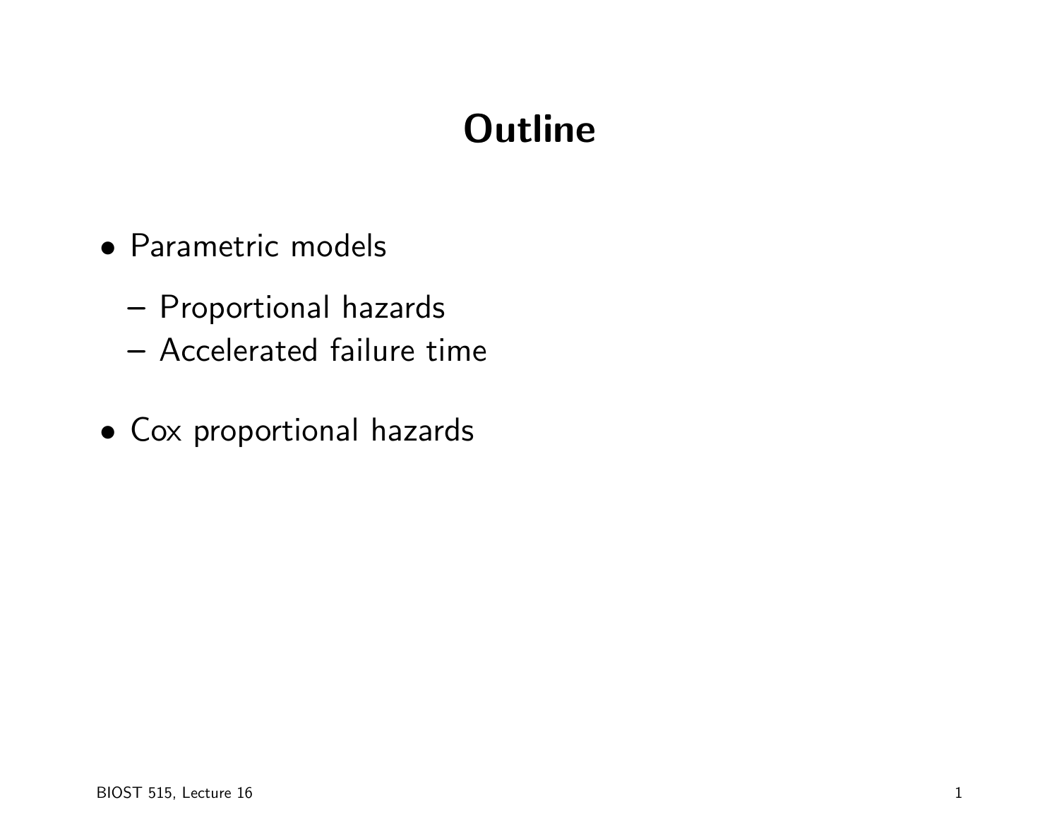# Outline

- Parametric models
  - Proportional hazards
  - Accelerated failure time
- Cox proportional hazards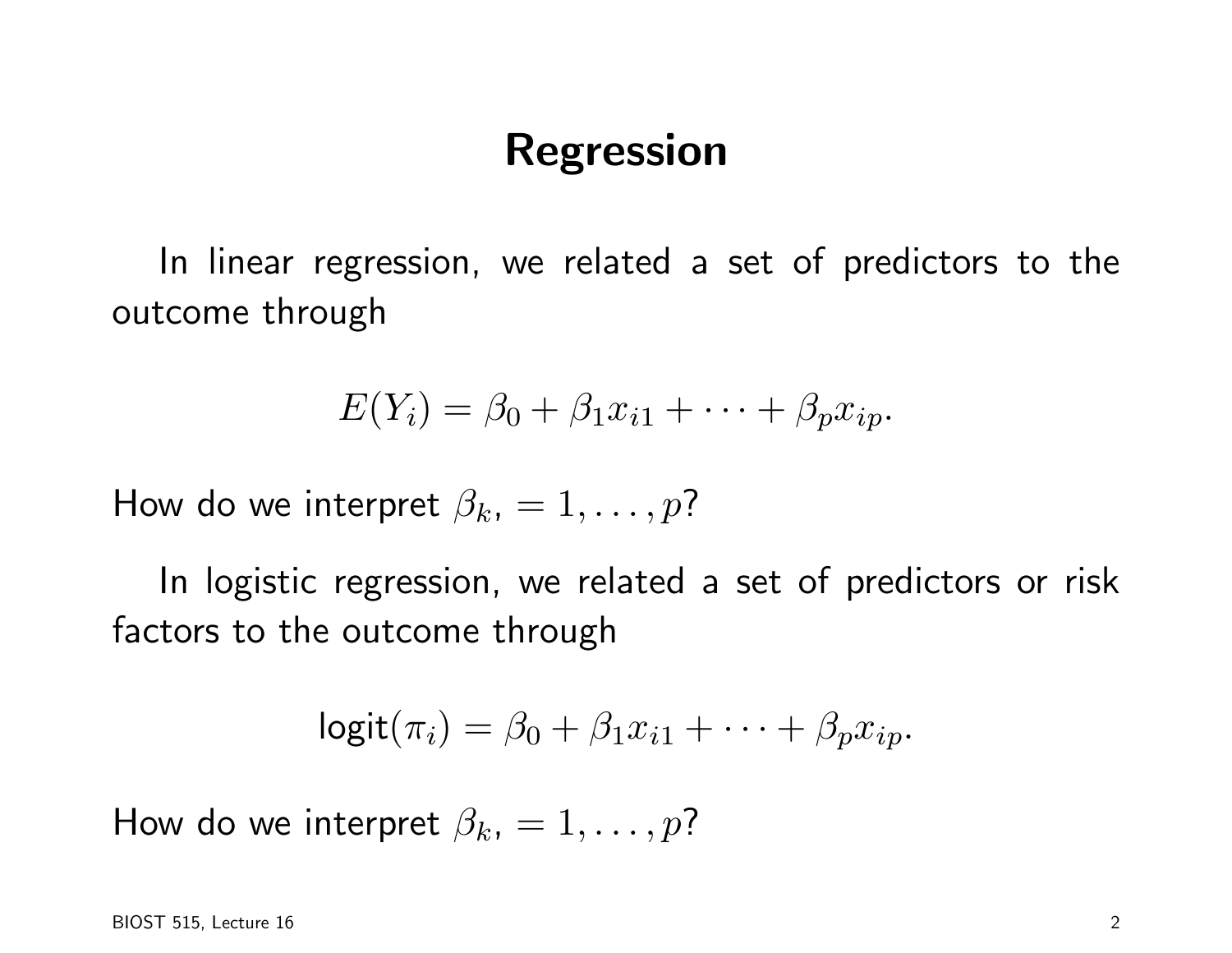# Regression

In linear regression, we related a set of predictors to the outcome through

$$E(Y_i) = \beta_0 + \beta_1 x_{i1} + \cdots + \beta_p x_{ip}.$$

How do we interpret $\beta_k$, $= 1, \ldots, p$?

In logistic regression, we related a set of predictors or risk factors to the outcome through

$$\text{logit}(\pi_i) = \beta_0 + \beta_1 x_{i1} + \cdots + \beta_p x_{ip}.$$

How do we interpret $\beta_k$, $= 1, \ldots, p$?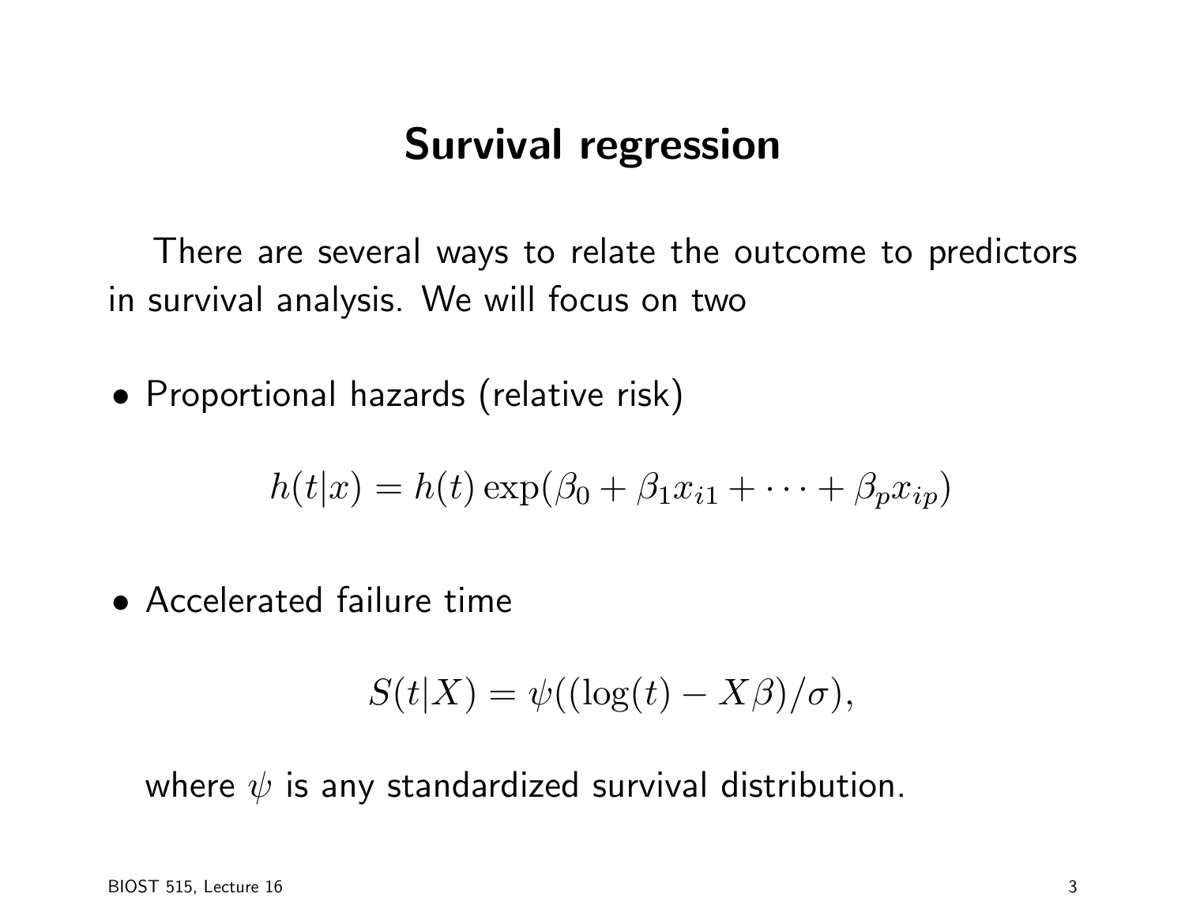# Survival regression

There are several ways to relate the outcome to predictors in survival analysis. We will focus on two

- Proportional hazards (relative risk)

$$h(t|x) = h(t)\exp(\beta_0 + \beta_1 x_{i1} + \cdots + \beta_p x_{ip})$$

- Accelerated failure time

$$S(t|X) = \psi((\log(t) - X\beta)/\sigma),$$

where $\psi$ is any standardized survival distribution.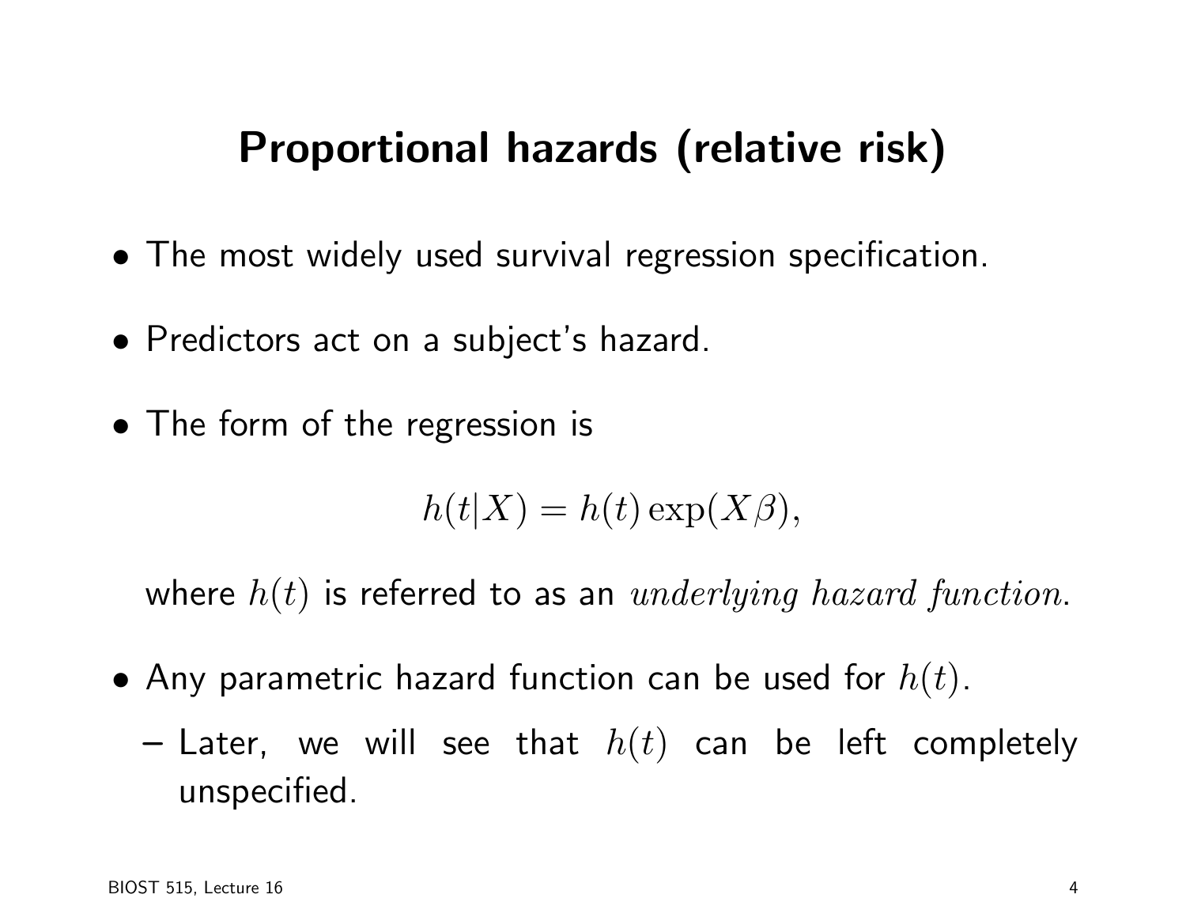# Proportional hazards (relative risk)

- The most widely used survival regression specification.
- Predictors act on a subject's hazard.
- The form of the regression is

$$h(t|X) = h(t)\exp(X\beta),$$

  where $h(t)$ is referred to as an *underlying hazard function*.

- Any parametric hazard function can be used for $h(t)$.
  - Later, we will see that $h(t)$ can be left completely unspecified.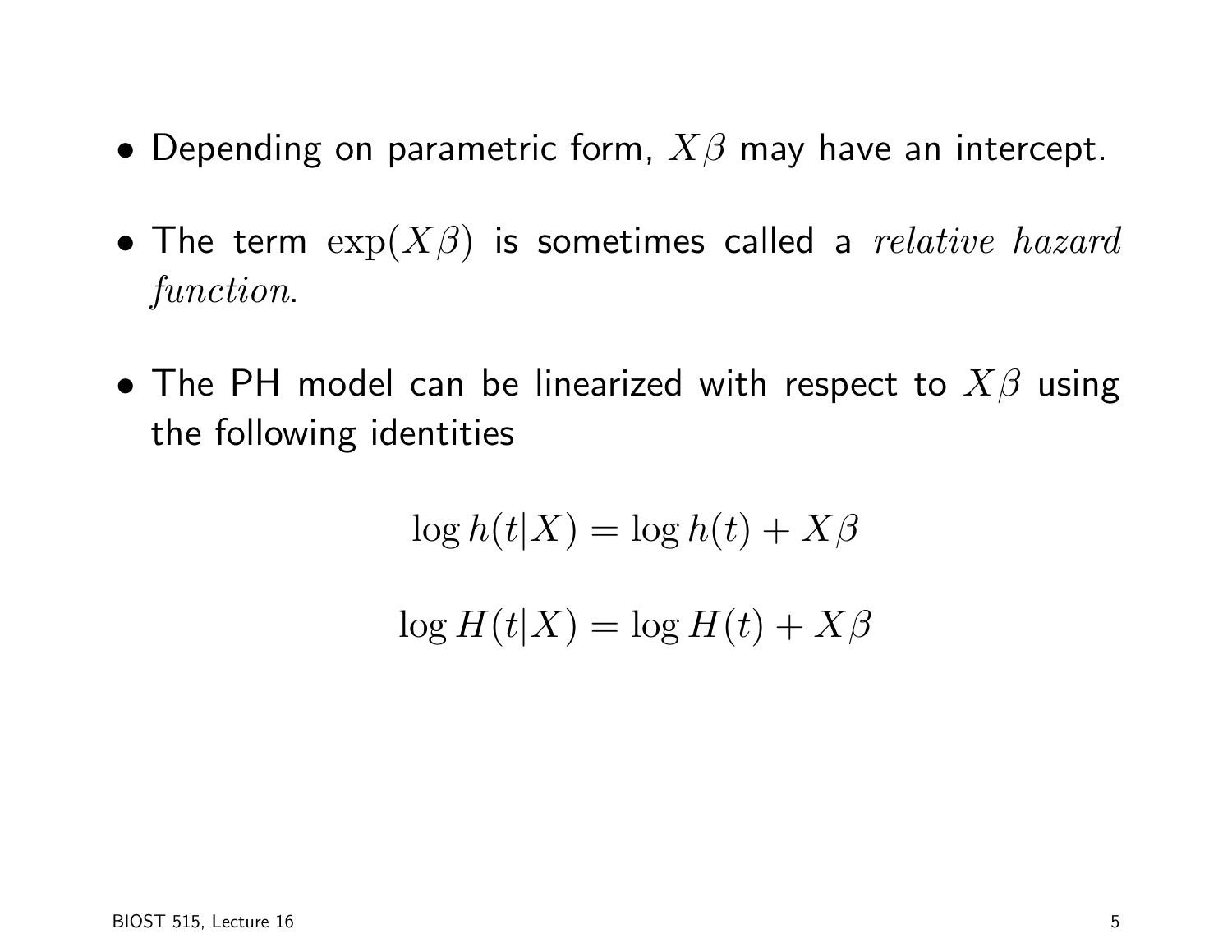- Depending on parametric form, $X\beta$ may have an intercept.

- The term $\exp(X\beta)$ is sometimes called a *relative hazard function*.

- The PH model can be linearized with respect to $X\beta$ using the following identities

$$\log h(t|X) = \log h(t) + X\beta$$

$$\log H(t|X) = \log H(t) + X\beta$$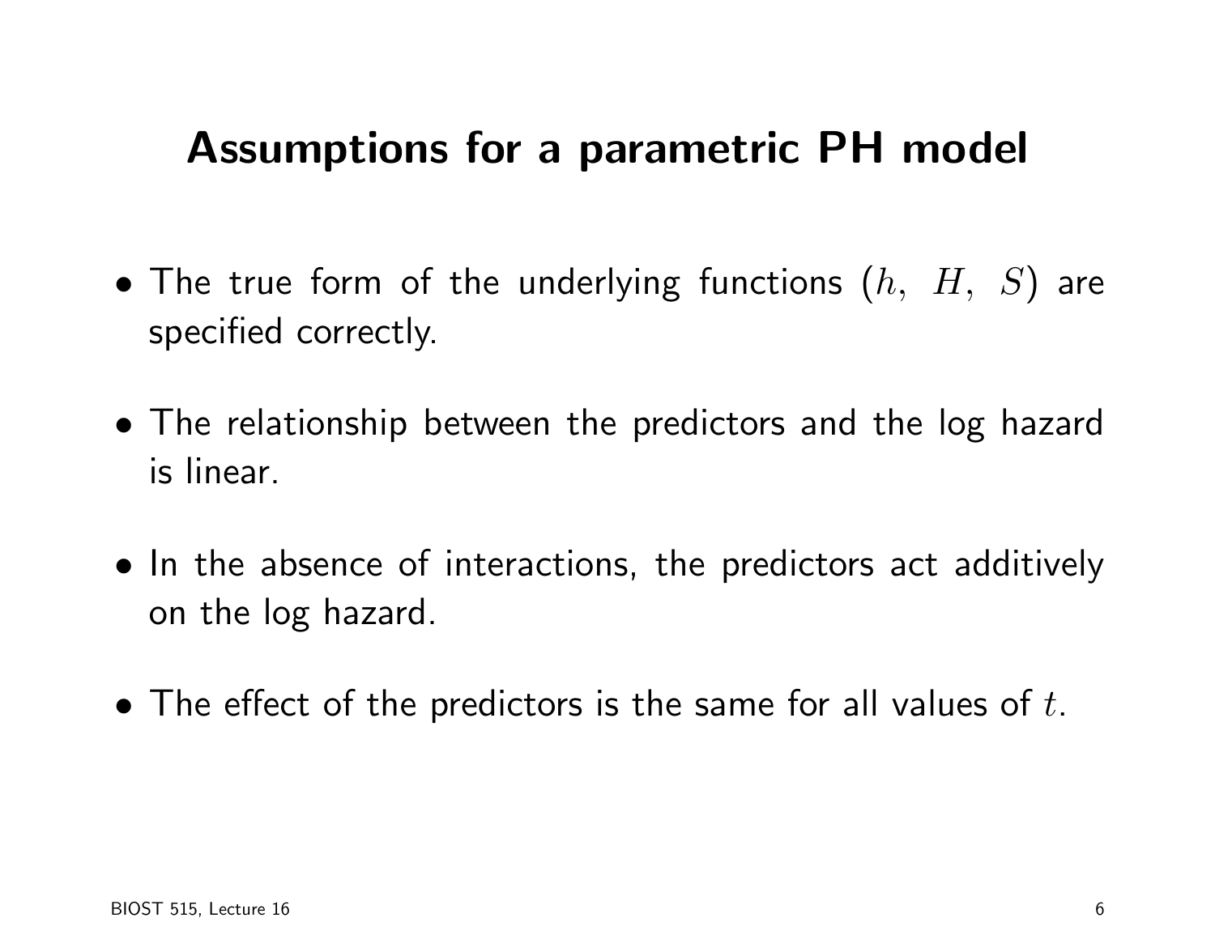# Assumptions for a parametric PH model

- The true form of the underlying functions $(h, \ H, \ S)$ are specified correctly.
- The relationship between the predictors and the log hazard is linear.
- In the absence of interactions, the predictors act additively on the log hazard.
- The effect of the predictors is the same for all values of $t$.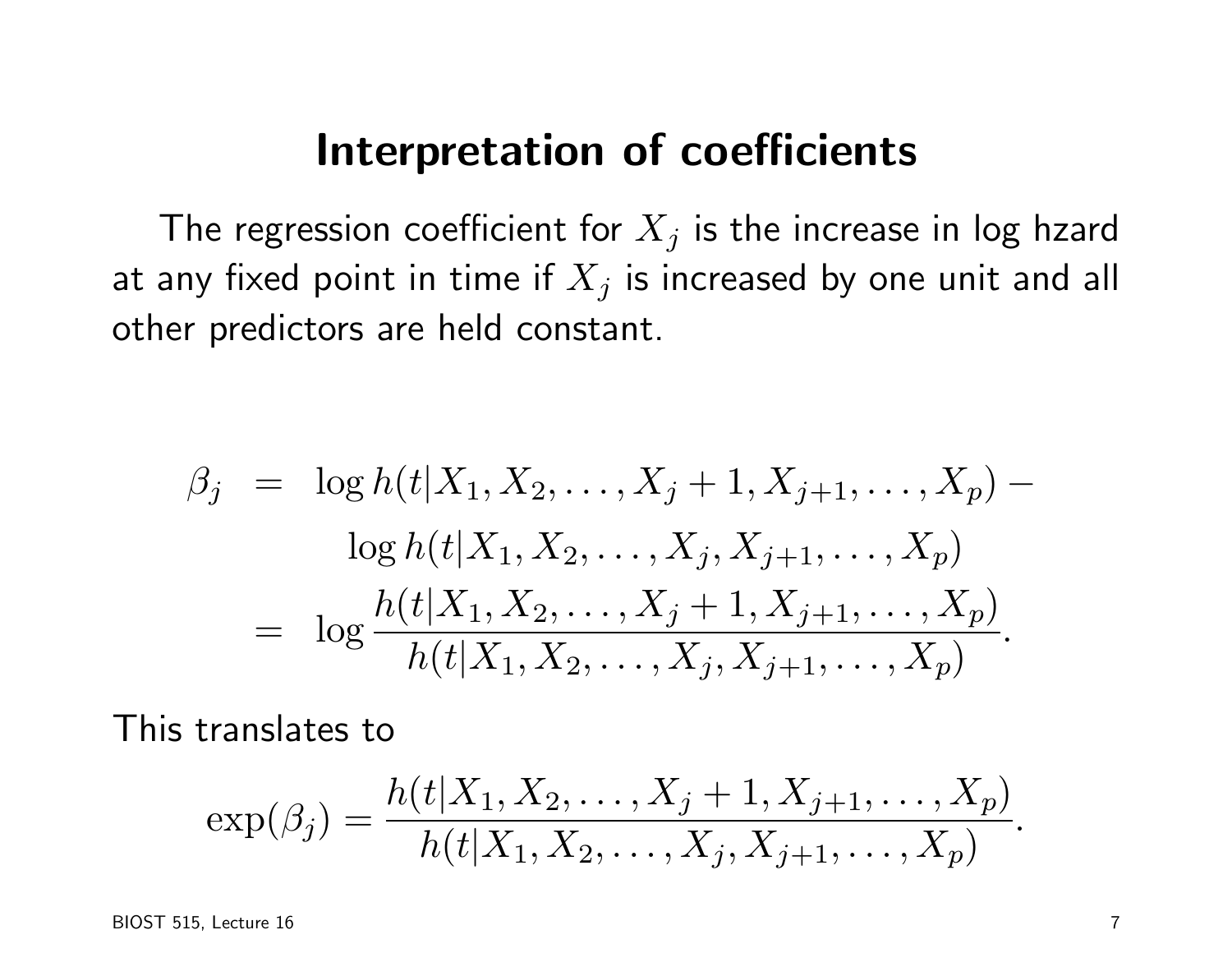# Interpretation of coefficients

The regression coefficient for $X_j$ is the increase in log hzard at any fixed point in time if $X_j$ is increased by one unit and all other predictors are held constant.

$$
\begin{aligned}
\beta_j &= \log h(t|X_1, X_2, \ldots, X_j + 1, X_{j+1}, \ldots, X_p) - \\
&\qquad \log h(t|X_1, X_2, \ldots, X_j, X_{j+1}, \ldots, X_p) \\
&= \log \frac{h(t|X_1, X_2, \ldots, X_j + 1, X_{j+1}, \ldots, X_p)}{h(t|X_1, X_2, \ldots, X_j, X_{j+1}, \ldots, X_p)}.
\end{aligned}
$$

This translates to

$$
\exp(\beta_j) = \frac{h(t|X_1, X_2, \ldots, X_j + 1, X_{j+1}, \ldots, X_p)}{h(t|X_1, X_2, \ldots, X_j, X_{j+1}, \ldots, X_p)}.
$$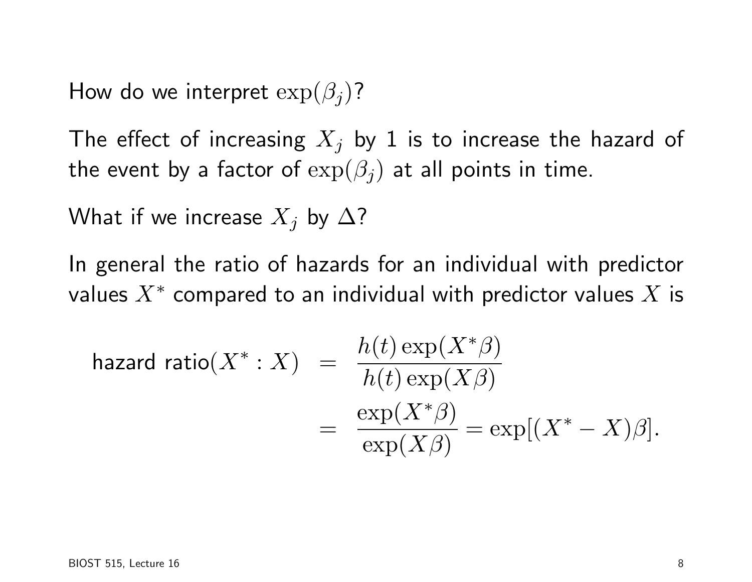How do we interpret $\exp(\beta_j)$?

The effect of increasing $X_j$ by 1 is to increase the hazard of the event by a factor of $\exp(\beta_j)$ at all points in time.

What if we increase $X_j$ by $\Delta$?

In general the ratio of hazards for an individual with predictor values $X^*$ compared to an individual with predictor values $X$ is

$$
\begin{aligned}
\text{hazard ratio}(X^* : X) &= \frac{h(t)\exp(X^*\beta)}{h(t)\exp(X\beta)} \\
&= \frac{\exp(X^*\beta)}{\exp(X\beta)} = \exp[(X^* - X)\beta].
\end{aligned}
$$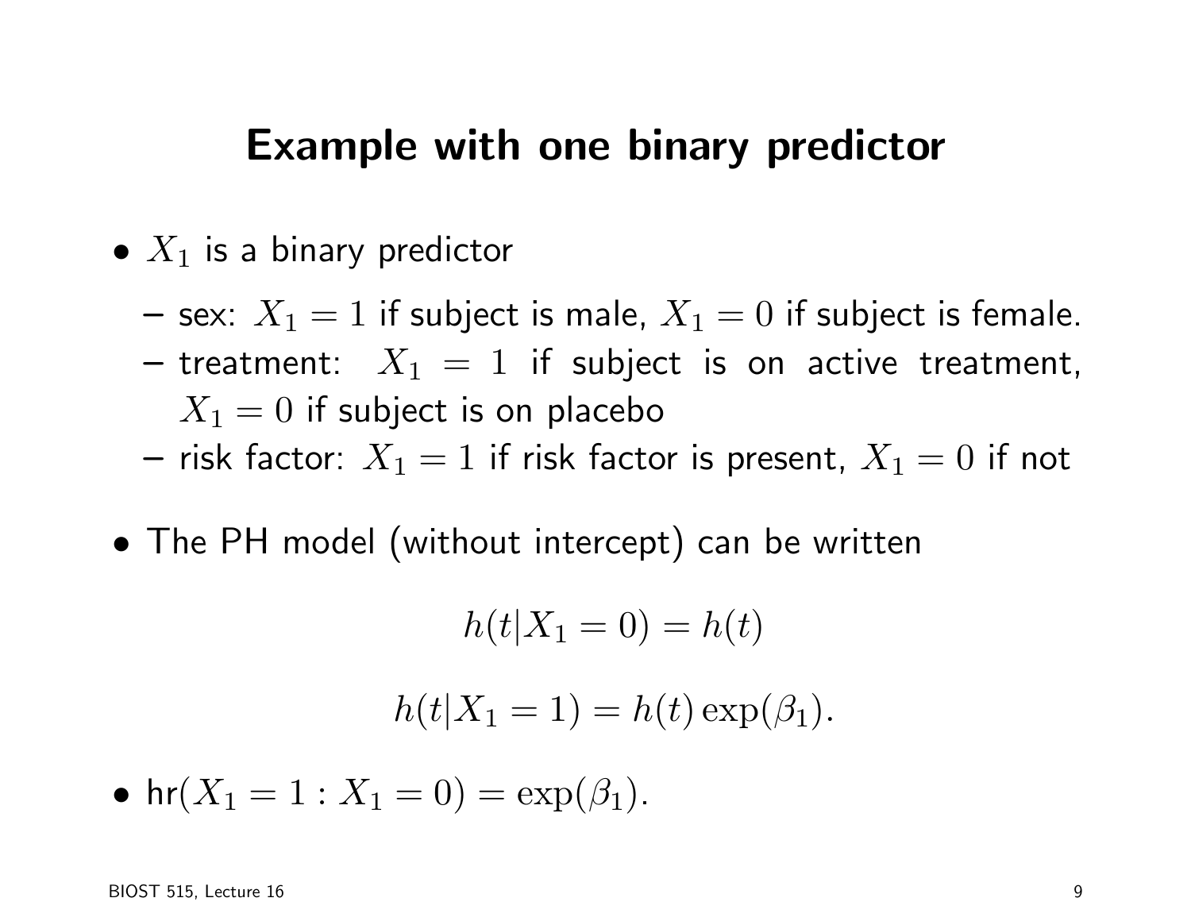# Example with one binary predictor

- $X_1$ is a binary predictor
  - sex: $X_1 = 1$ if subject is male, $X_1 = 0$ if subject is female.
  - treatment: $X_1 = 1$ if subject is on active treatment, $X_1 = 0$ if subject is on placebo
  - risk factor: $X_1 = 1$ if risk factor is present, $X_1 = 0$ if not
- The PH model (without intercept) can be written

$$h(t|X_1 = 0) = h(t)$$

$$h(t|X_1 = 1) = h(t)\exp(\beta_1).$$

- $\text{hr}(X_1 = 1 : X_1 = 0) = \exp(\beta_1).$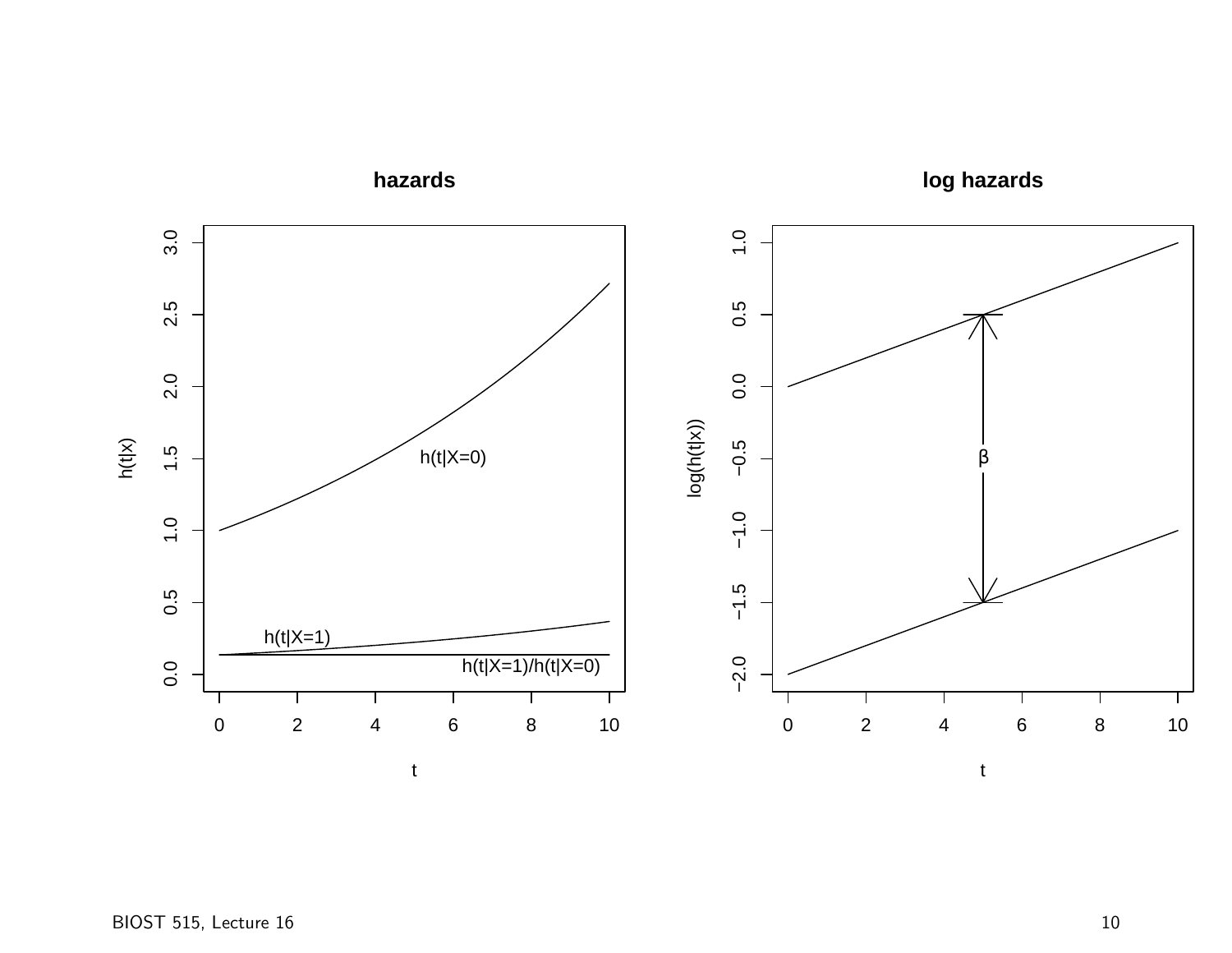**hazards**

$h(t|X=0)$

$h(t|X=1)$

$h(t|X=1)/h(t|X=0)$

**log hazards**

$\beta$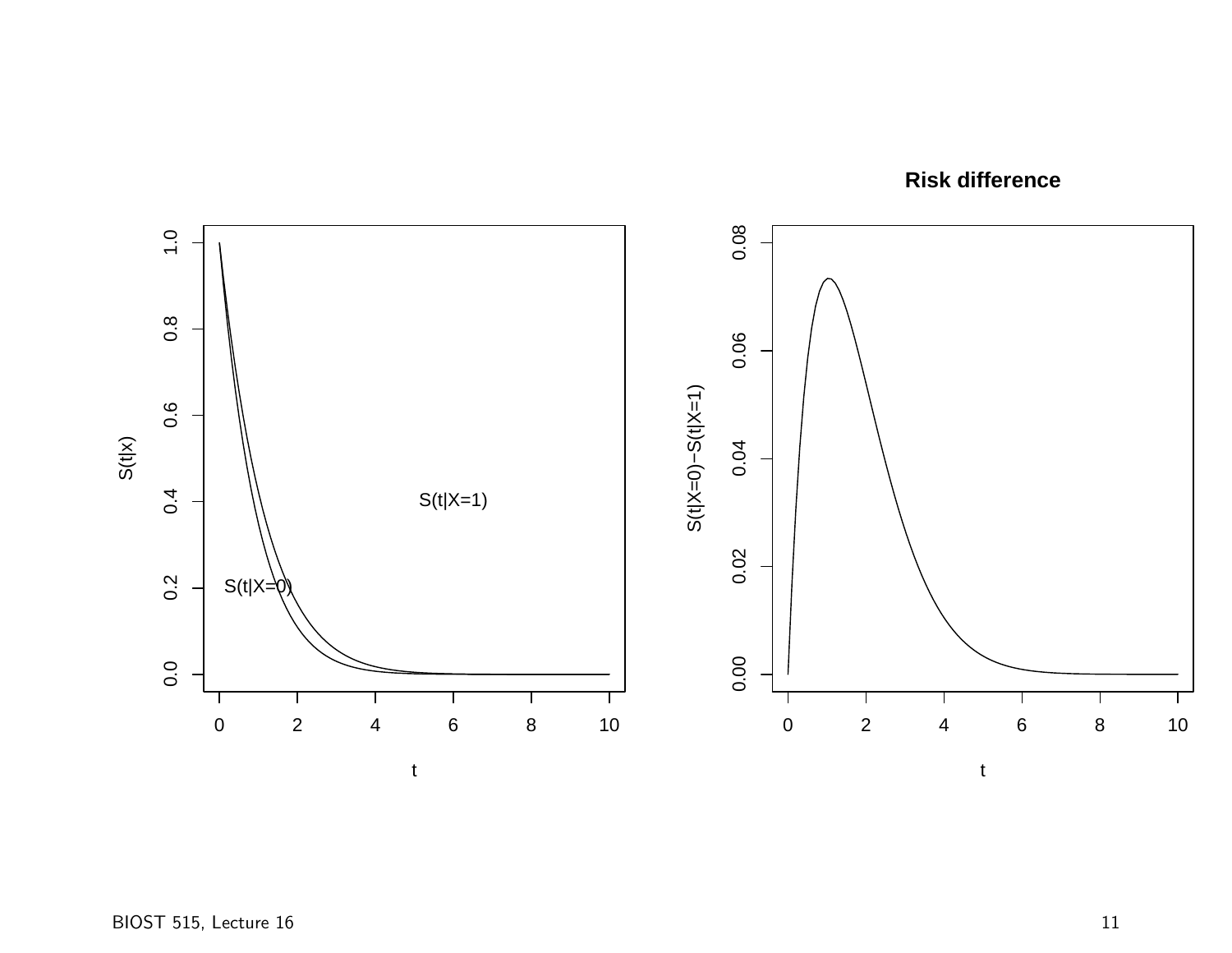**Risk difference**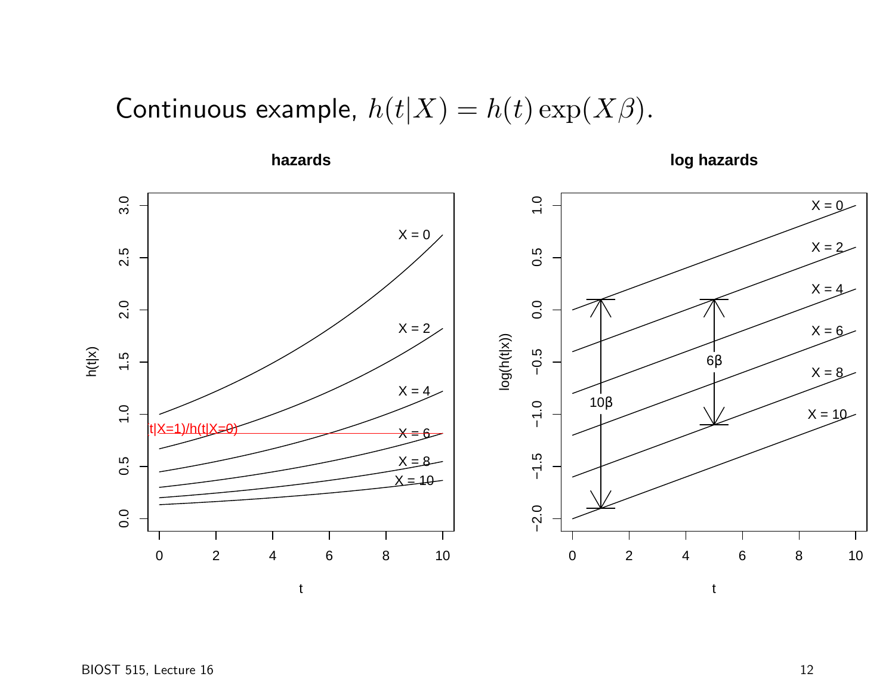# Continuous example, $h(t|X) = h(t)\exp(X\beta)$.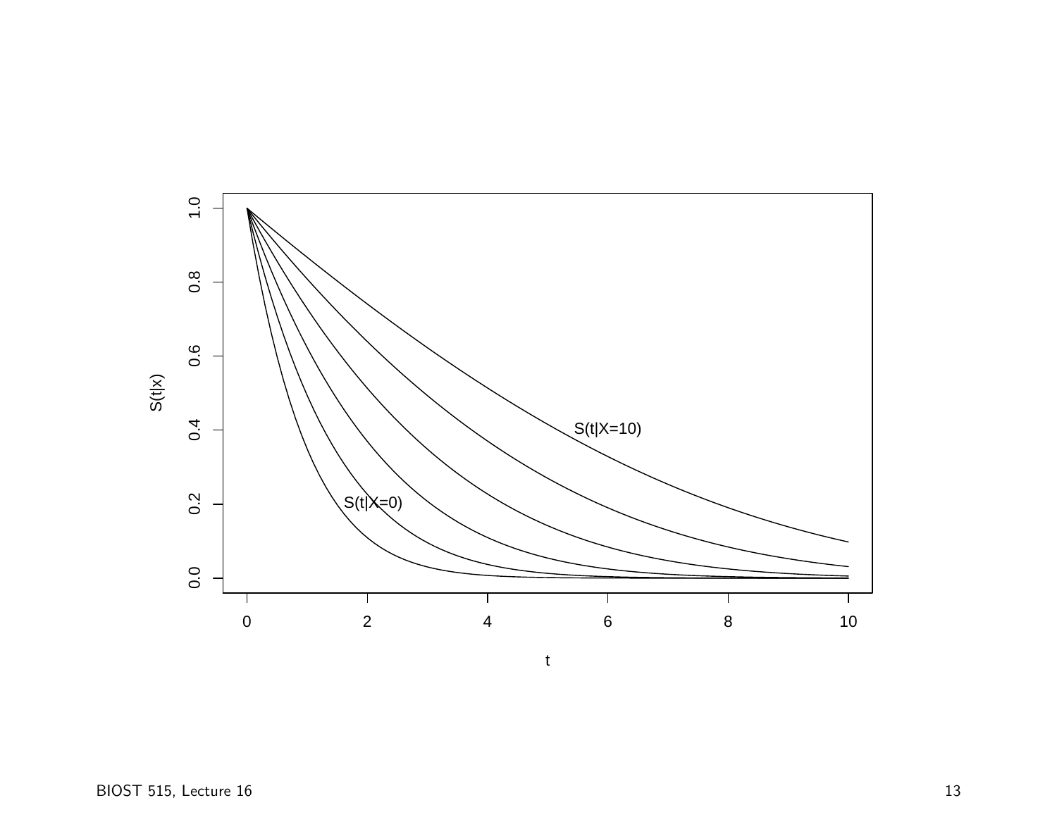S(t|X=10)

S(t|X=0)

S(t|x)

t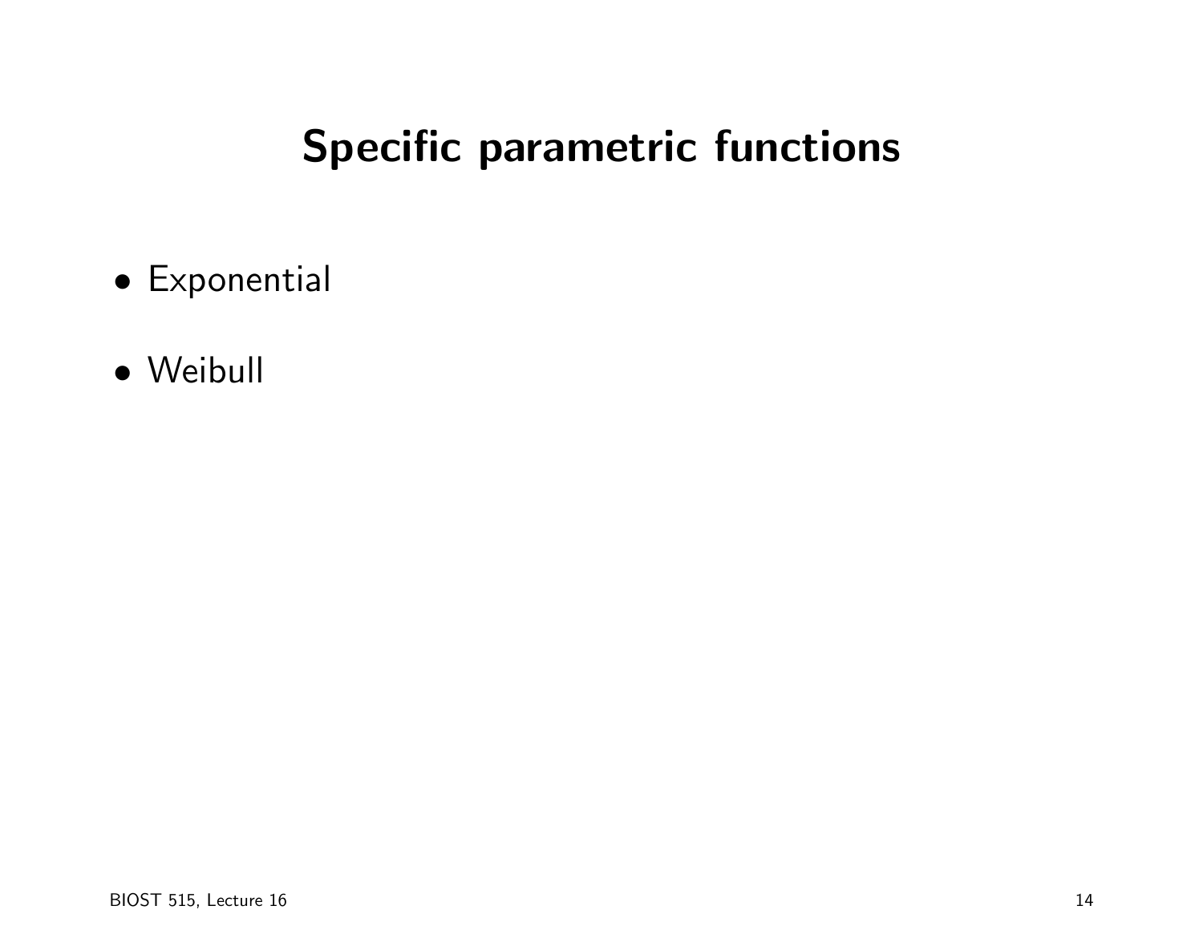# Specific parametric functions

- Exponential
- Weibull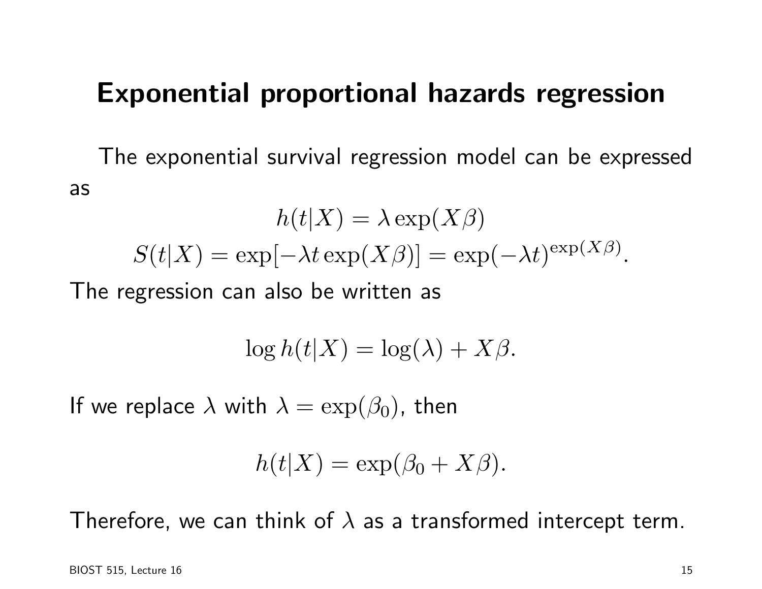# Exponential proportional hazards regression

The exponential survival regression model can be expressed as

$$h(t|X) = \lambda \exp(X\beta)$$

$$S(t|X) = \exp[-\lambda t \exp(X\beta)] = \exp(-\lambda t)^{\exp(X\beta)}.$$

The regression can also be written as

$$\log h(t|X) = \log(\lambda) + X\beta.$$

If we replace $\lambda$ with $\lambda = \exp(\beta_0)$, then

$$h(t|X) = \exp(\beta_0 + X\beta).$$

Therefore, we can think of $\lambda$ as a transformed intercept term.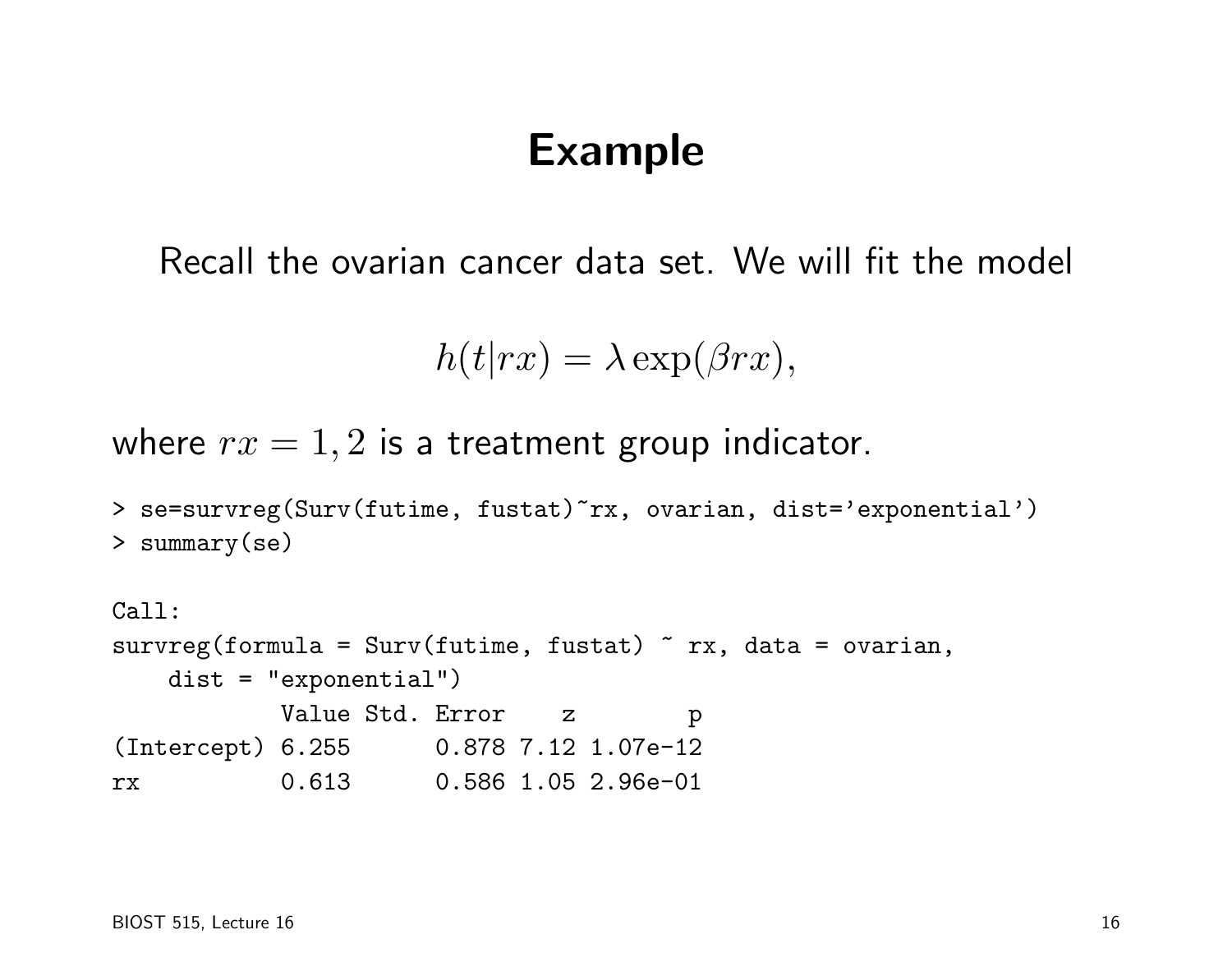# Example

Recall the ovarian cancer data set. We will fit the model

$$h(t|rx) = \lambda \exp(\beta rx),$$

where $rx = 1, 2$ is a treatment group indicator.

```
> se=survreg(Surv(futime, fustat)~rx, ovarian, dist='exponential')
> summary(se)

Call:
survreg(formula = Surv(futime, fustat) ~ rx, data = ovarian,
    dist = "exponential")
            Value Std. Error    z        p
(Intercept) 6.255      0.878 7.12 1.07e-12
rx          0.613      0.586 1.05 2.96e-01
```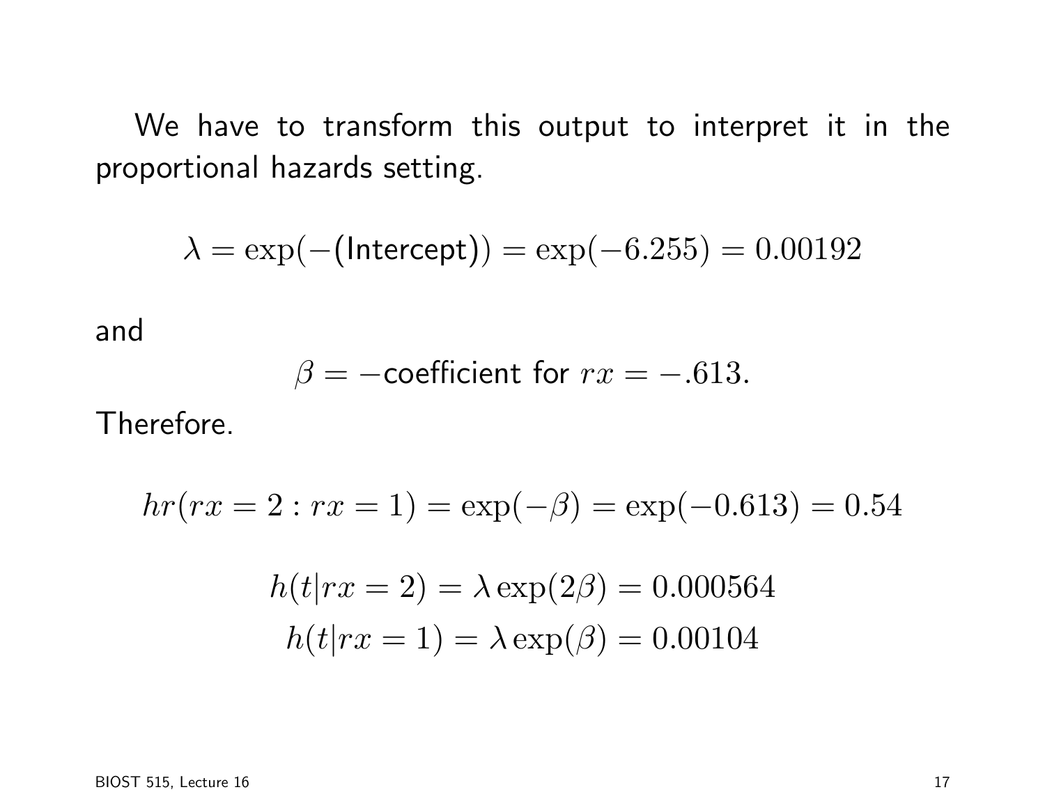We have to transform this output to interpret it in the proportional hazards setting.

$$\lambda = \exp(-(\text{Intercept})) = \exp(-6.255) = 0.00192$$

and

$$\beta = -\text{coefficient for } rx = -.613.$$

Therefore.

$$hr(rx = 2 : rx = 1) = \exp(-\beta) = \exp(-0.613) = 0.54$$

$$h(t|rx = 2) = \lambda \exp(2\beta) = 0.000564$$
$$h(t|rx = 1) = \lambda \exp(\beta) = 0.00104$$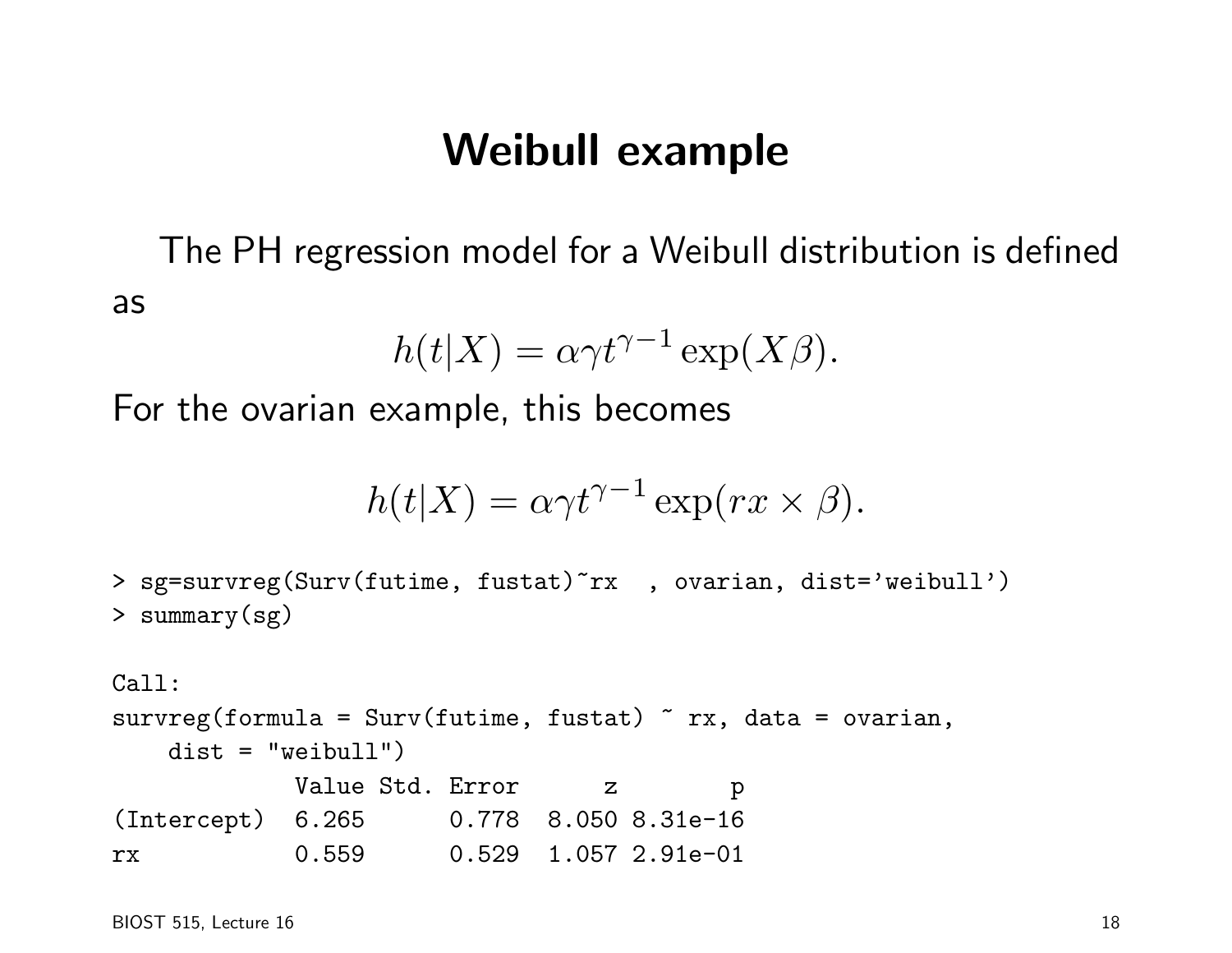# Weibull example

The PH regression model for a Weibull distribution is defined as

$$h(t|X) = \alpha\gamma t^{\gamma-1}\exp(X\beta).$$

For the ovarian example, this becomes

$$h(t|X) = \alpha\gamma t^{\gamma-1}\exp(rx \times \beta).$$

```
> sg=survreg(Surv(futime, fustat)~rx  , ovarian, dist='weibull')
> summary(sg)

Call:
survreg(formula = Surv(futime, fustat) ~ rx, data = ovarian,
    dist = "weibull")
             Value Std. Error      z        p
(Intercept)  6.265      0.778  8.050 8.31e-16
rx           0.559      0.529  1.057 2.91e-01
```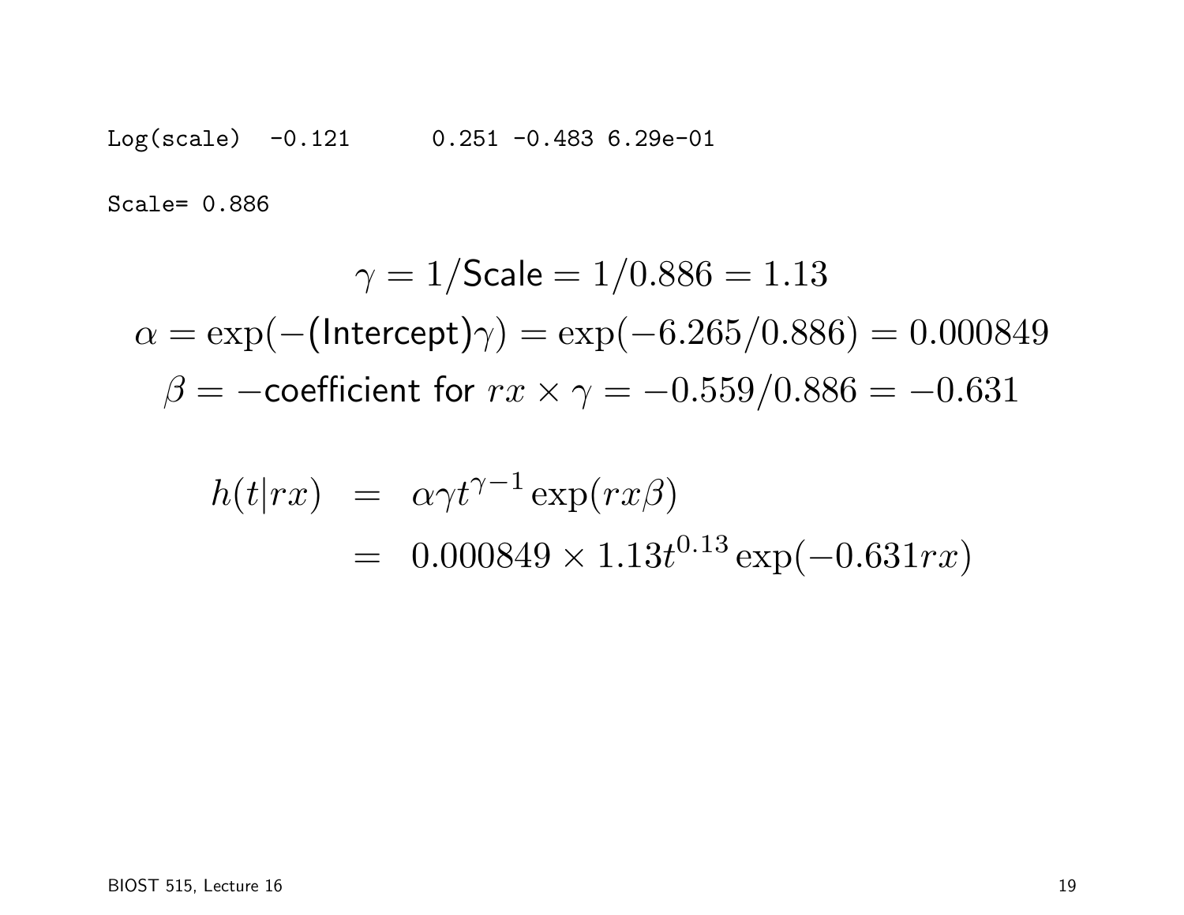```
Log(scale)  -0.121      0.251 -0.483 6.29e-01

Scale= 0.886
```

$$\gamma = 1/\text{Scale} = 1/0.886 = 1.13$$

$$\alpha = \exp(-(\text{Intercept})\gamma) = \exp(-6.265/0.886) = 0.000849$$

$$\beta = -\text{coefficient for } rx \times \gamma = -0.559/0.886 = -0.631$$

$$\begin{aligned} h(t|rx) &= \alpha\gamma t^{\gamma-1}\exp(rx\beta) \\ &= 0.000849 \times 1.13 t^{0.13}\exp(-0.631 rx) \end{aligned}$$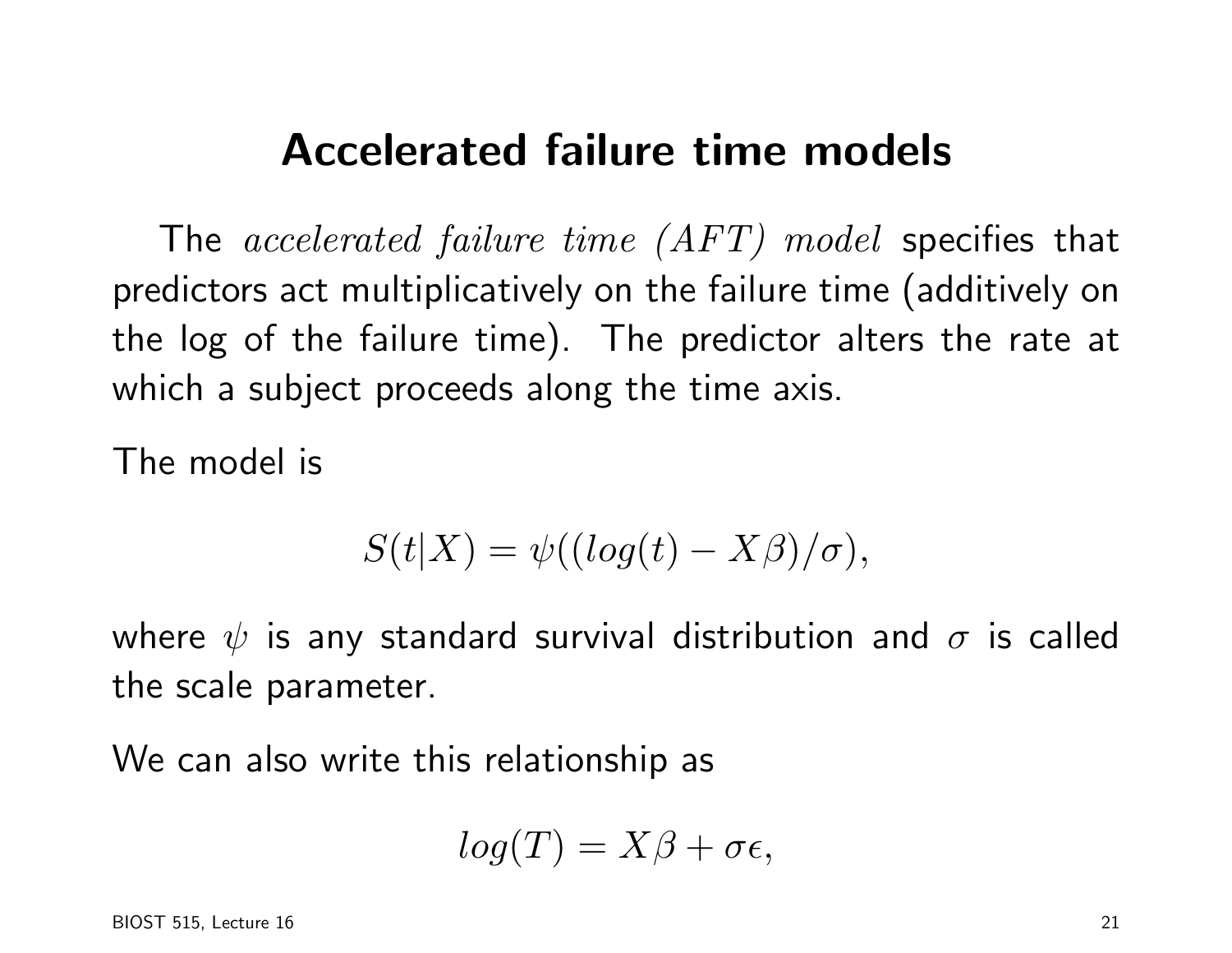# Accelerated failure time models

The *accelerated failure time (AFT) model* specifies that predictors act multiplicatively on the failure time (additively on the log of the failure time). The predictor alters the rate at which a subject proceeds along the time axis.

The model is

$$S(t|X) = \psi((log(t) - X\beta)/\sigma),$$

where $\psi$ is any standard survival distribution and $\sigma$ is called the scale parameter.

We can also write this relationship as

$$log(T) = X\beta + \sigma\epsilon,$$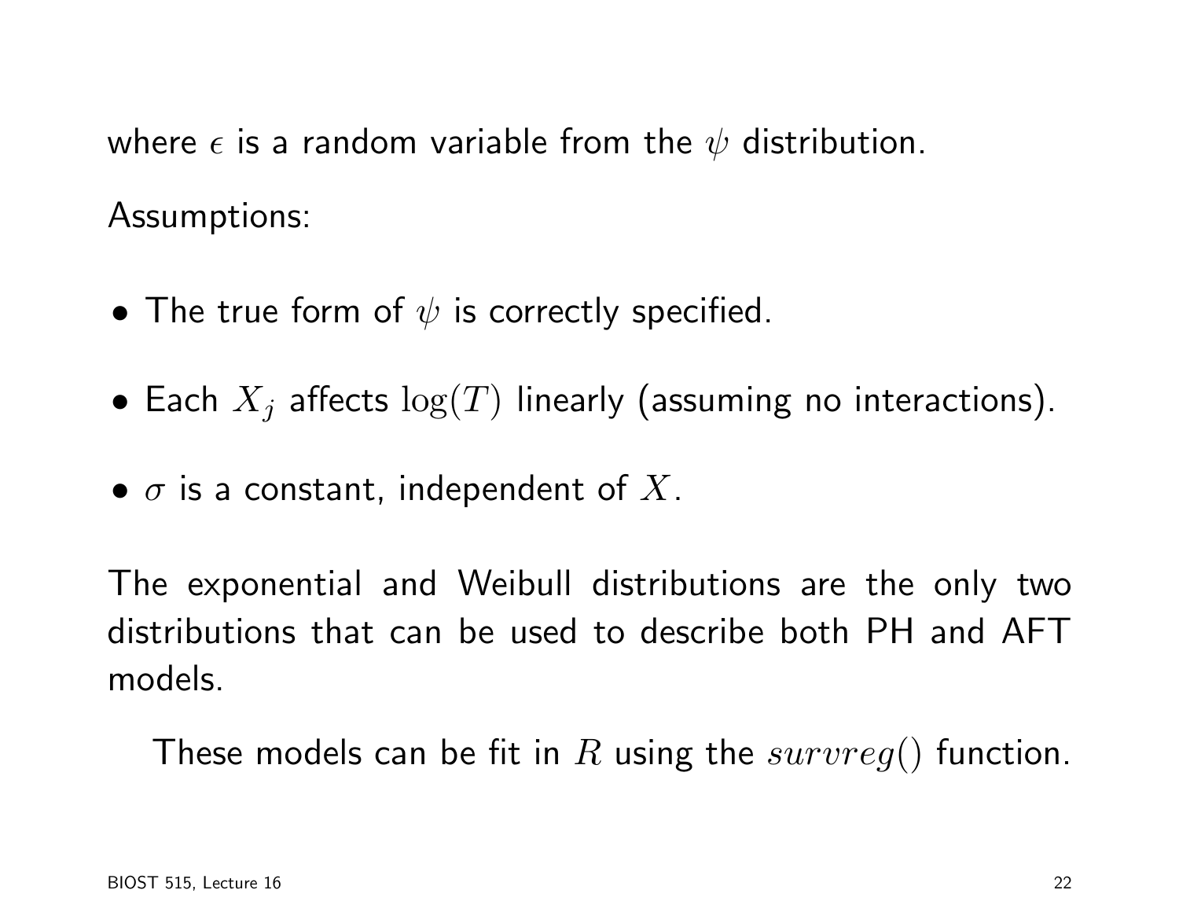where $\epsilon$ is a random variable from the $\psi$ distribution.

Assumptions:

- The true form of $\psi$ is correctly specified.
- Each $X_j$ affects $\log(T)$ linearly (assuming no interactions).
- $\sigma$ is a constant, independent of $X$.

The exponential and Weibull distributions are the only two distributions that can be used to describe both PH and AFT models.

These models can be fit in $R$ using the $survreg()$ function.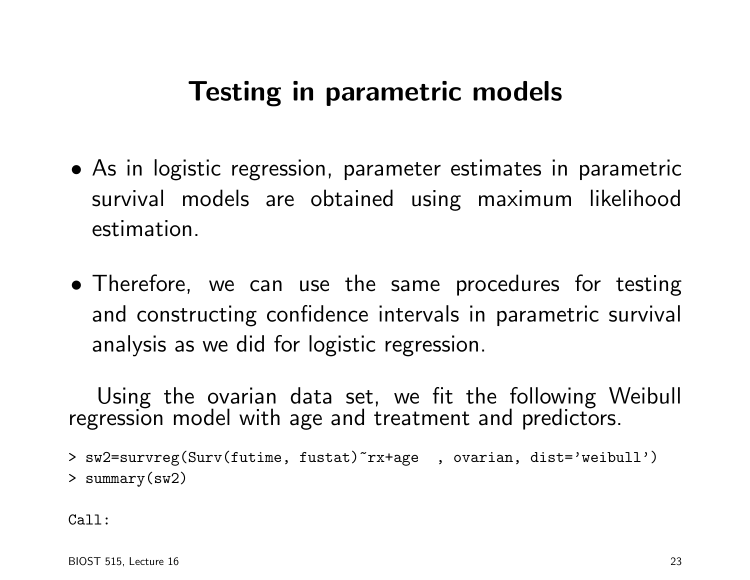# Testing in parametric models

- As in logistic regression, parameter estimates in parametric survival models are obtained using maximum likelihood estimation.

- Therefore, we can use the same procedures for testing and constructing confidence intervals in parametric survival analysis as we did for logistic regression.

Using the ovarian data set, we fit the following Weibull regression model with age and treatment and predictors.

```
> sw2=survreg(Surv(futime, fustat)~rx+age  , ovarian, dist='weibull')
> summary(sw2)

Call:
```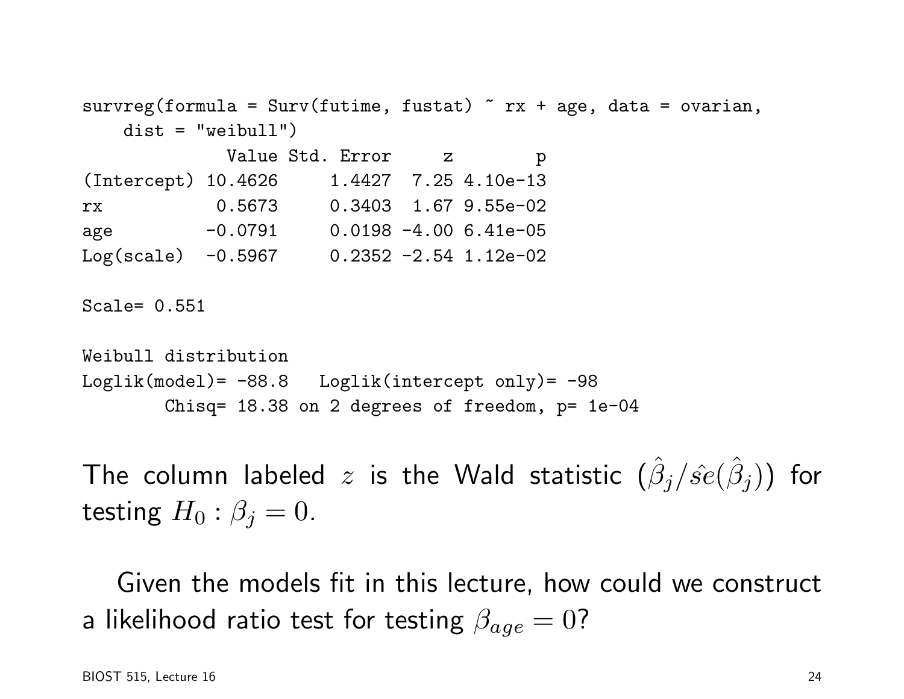```
survreg(formula = Surv(futime, fustat) ~ rx + age, data = ovarian,
    dist = "weibull")
             Value Std. Error     z        p
(Intercept) 10.4626     1.4427  7.25 4.10e-13
rx           0.5673     0.3403  1.67 9.55e-02
age         -0.0791     0.0198 -4.00 6.41e-05
Log(scale)  -0.5967     0.2352 -2.54 1.12e-02

Scale= 0.551

Weibull distribution
Loglik(model)= -88.8   Loglik(intercept only)= -98
        Chisq= 18.38 on 2 degrees of freedom, p= 1e-04
```

The column labeled $z$ is the Wald statistic $(\hat{\beta}_j/\hat{se}(\hat{\beta}_j))$ for testing $H_0 : \beta_j = 0$.

Given the models fit in this lecture, how could we construct a likelihood ratio test for testing $\beta_{age} = 0$?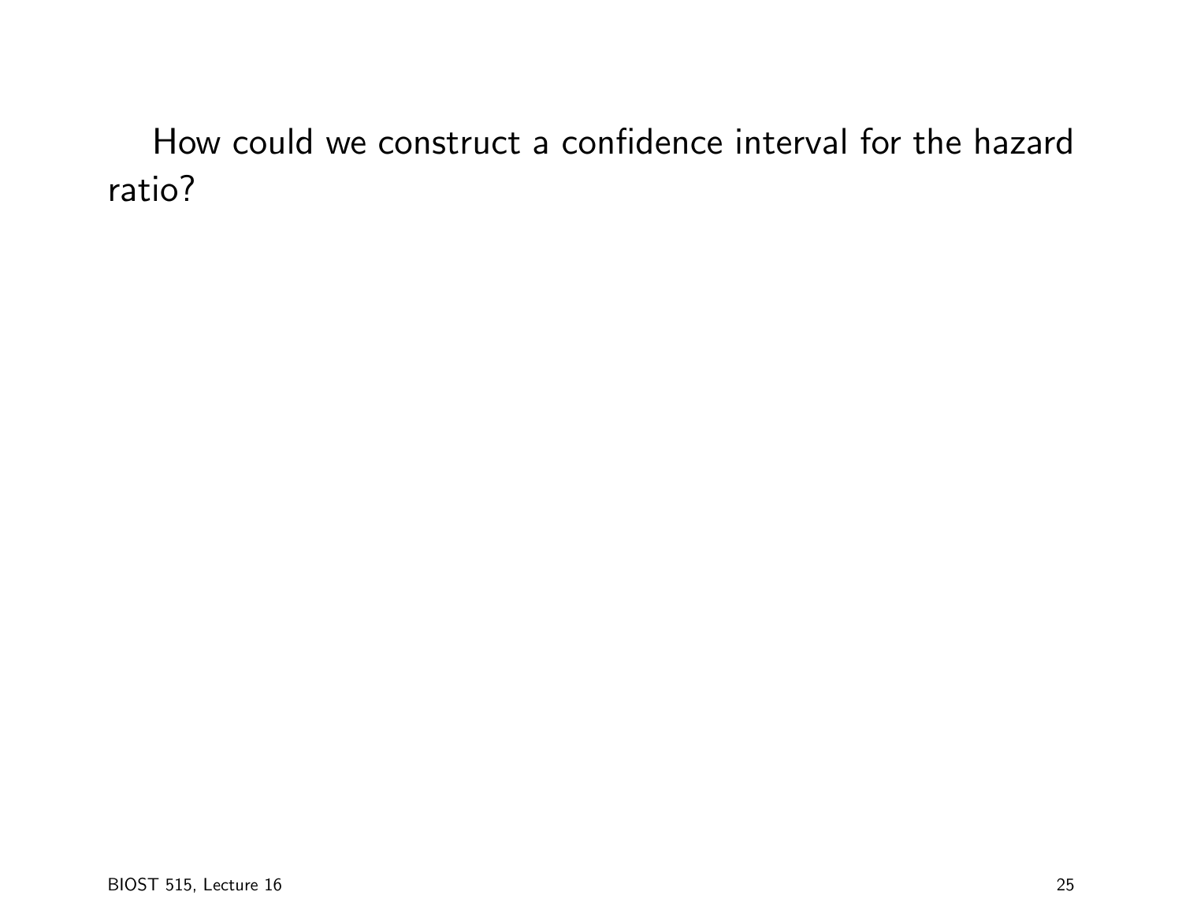How could we construct a confidence interval for the hazard ratio?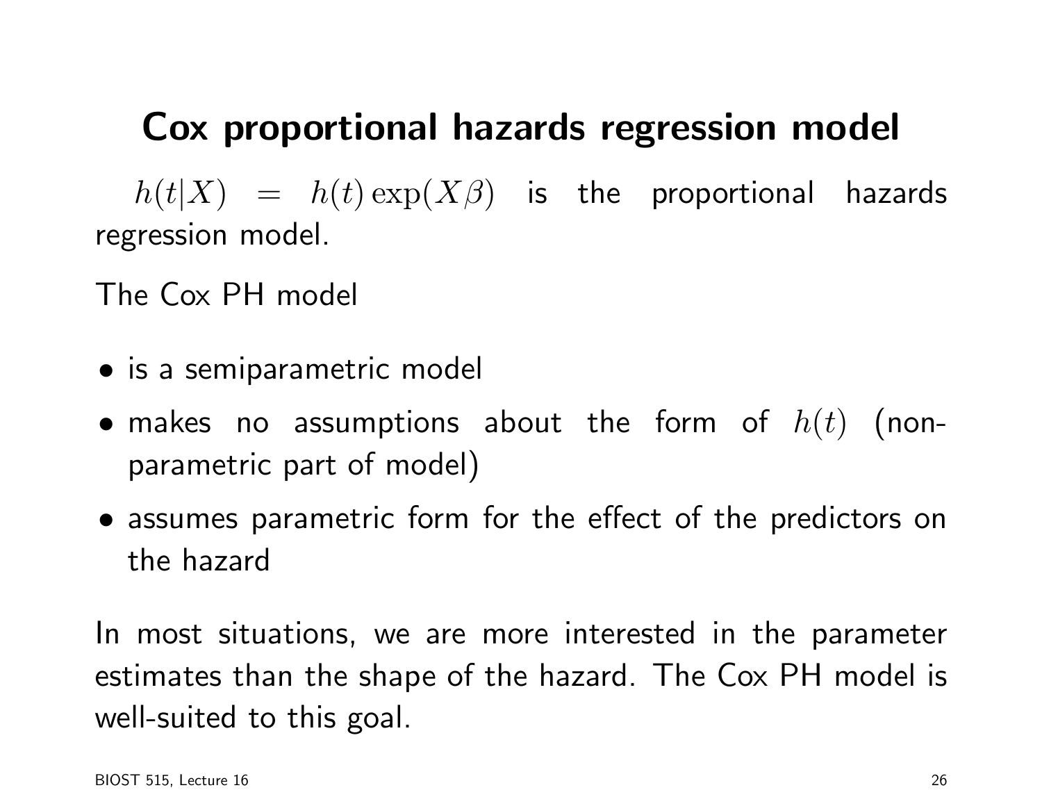# Cox proportional hazards regression model

$h(t|X) = h(t)\exp(X\beta)$ is the proportional hazards regression model.

The Cox PH model

- is a semiparametric model
- makes no assumptions about the form of $h(t)$ (non-parametric part of model)
- assumes parametric form for the effect of the predictors on the hazard

In most situations, we are more interested in the parameter estimates than the shape of the hazard. The Cox PH model is well-suited to this goal.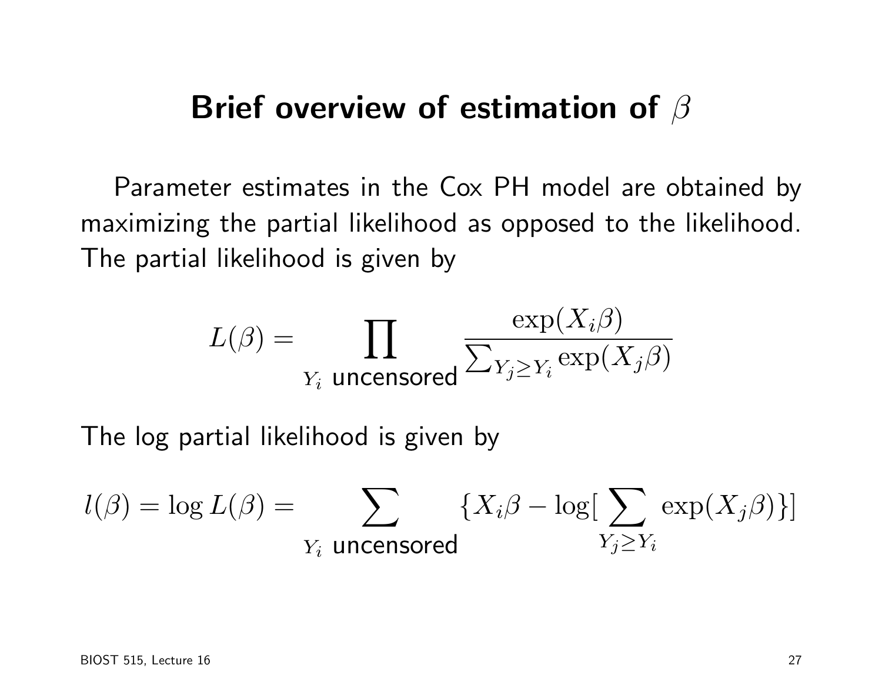# Brief overview of estimation of $\beta$

Parameter estimates in the Cox PH model are obtained by maximizing the partial likelihood as opposed to the likelihood. The partial likelihood is given by

$$L(\beta) = \prod_{Y_i \text{ uncensored}} \frac{\exp(X_i\beta)}{\sum_{Y_j \geq Y_i} \exp(X_j\beta)}$$

The log partial likelihood is given by

$$l(\beta) = \log L(\beta) = \sum_{Y_i \text{ uncensored}} \{X_i\beta - \log[\sum_{Y_j \geq Y_i} \exp(X_j\beta)\}]$$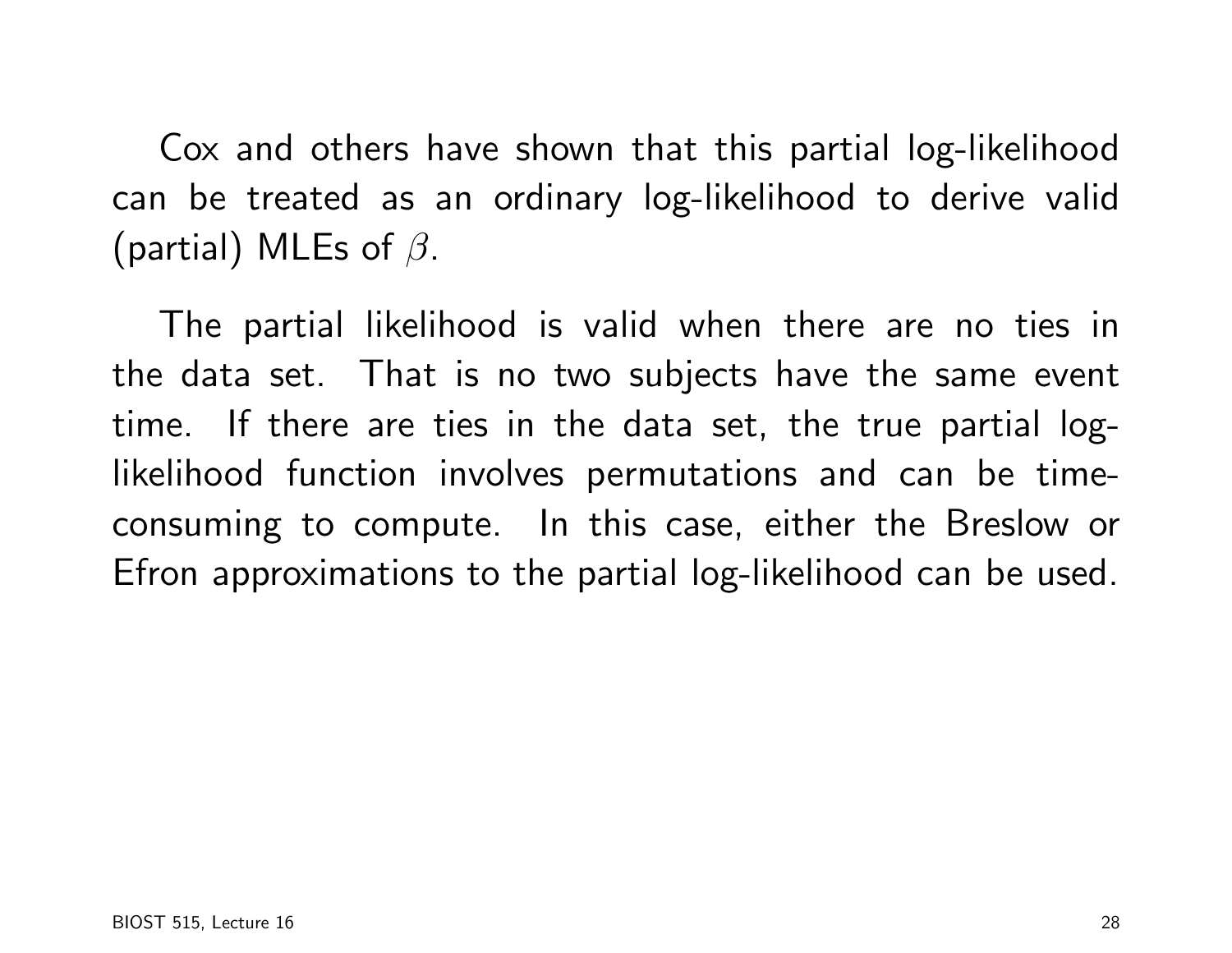Cox and others have shown that this partial log-likelihood can be treated as an ordinary log-likelihood to derive valid (partial) MLEs of $\beta$.

The partial likelihood is valid when there are no ties in the data set. That is no two subjects have the same event time. If there are ties in the data set, the true partial log-likelihood function involves permutations and can be time-consuming to compute. In this case, either the Breslow or Efron approximations to the partial log-likelihood can be used.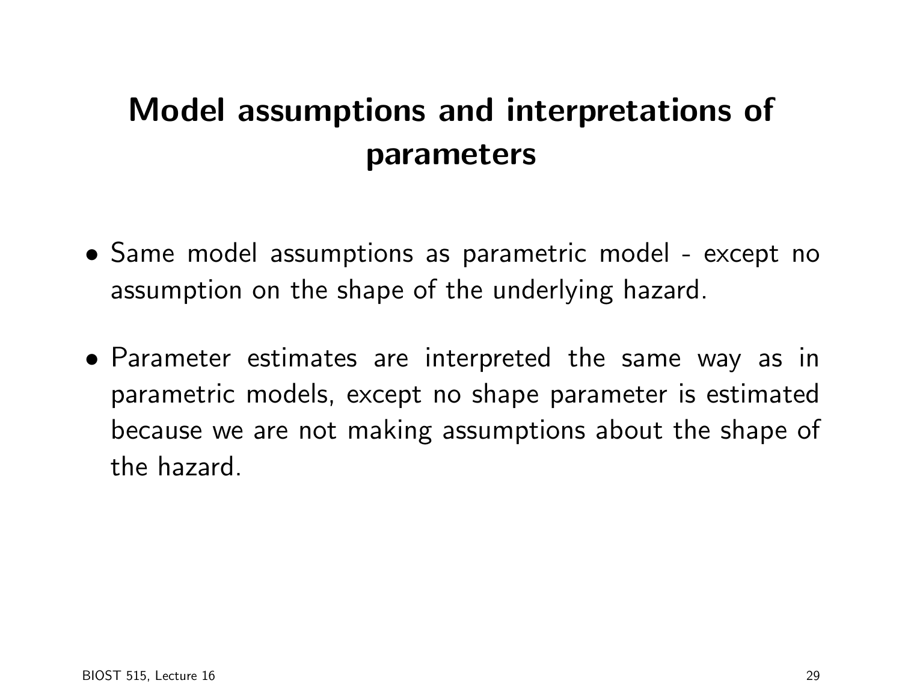# Model assumptions and interpretations of parameters

- Same model assumptions as parametric model - except no assumption on the shape of the underlying hazard.

- Parameter estimates are interpreted the same way as in parametric models, except no shape parameter is estimated because we are not making assumptions about the shape of the hazard.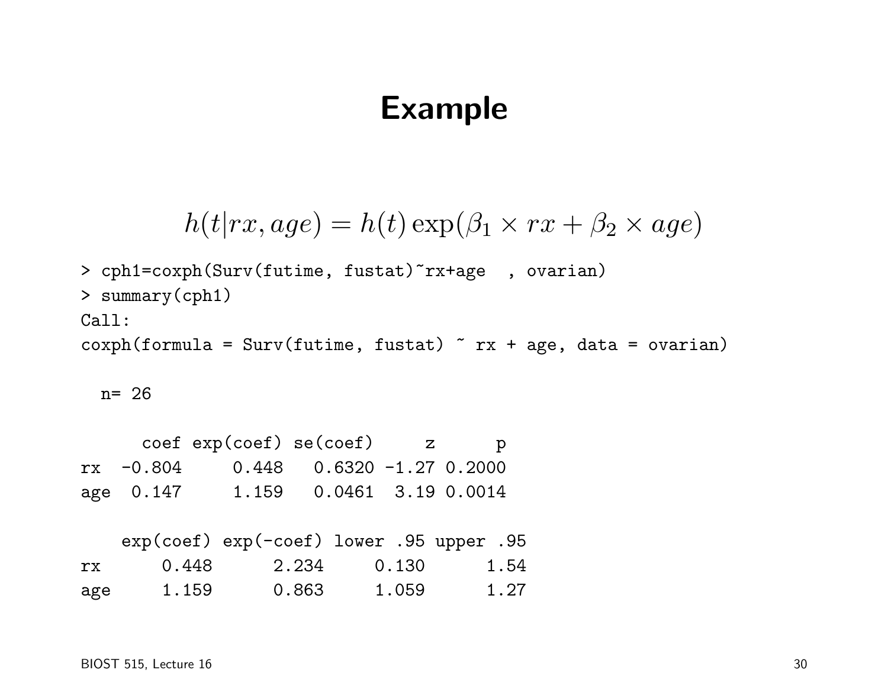# Example

$$h(t|rx, age) = h(t)\exp(\beta_1 \times rx + \beta_2 \times age)$$

```
> cph1=coxph(Surv(futime, fustat)~rx+age  , ovarian)
> summary(cph1)
Call:
coxph(formula = Surv(futime, fustat) ~ rx + age, data = ovarian)

  n= 26

      coef exp(coef) se(coef)     z      p
rx  -0.804     0.448   0.6320 -1.27 0.2000
age  0.147     1.159   0.0461  3.19 0.0014

    exp(coef) exp(-coef) lower .95 upper .95
rx      0.448      2.234     0.130      1.54
age     1.159      0.863     1.059      1.27
```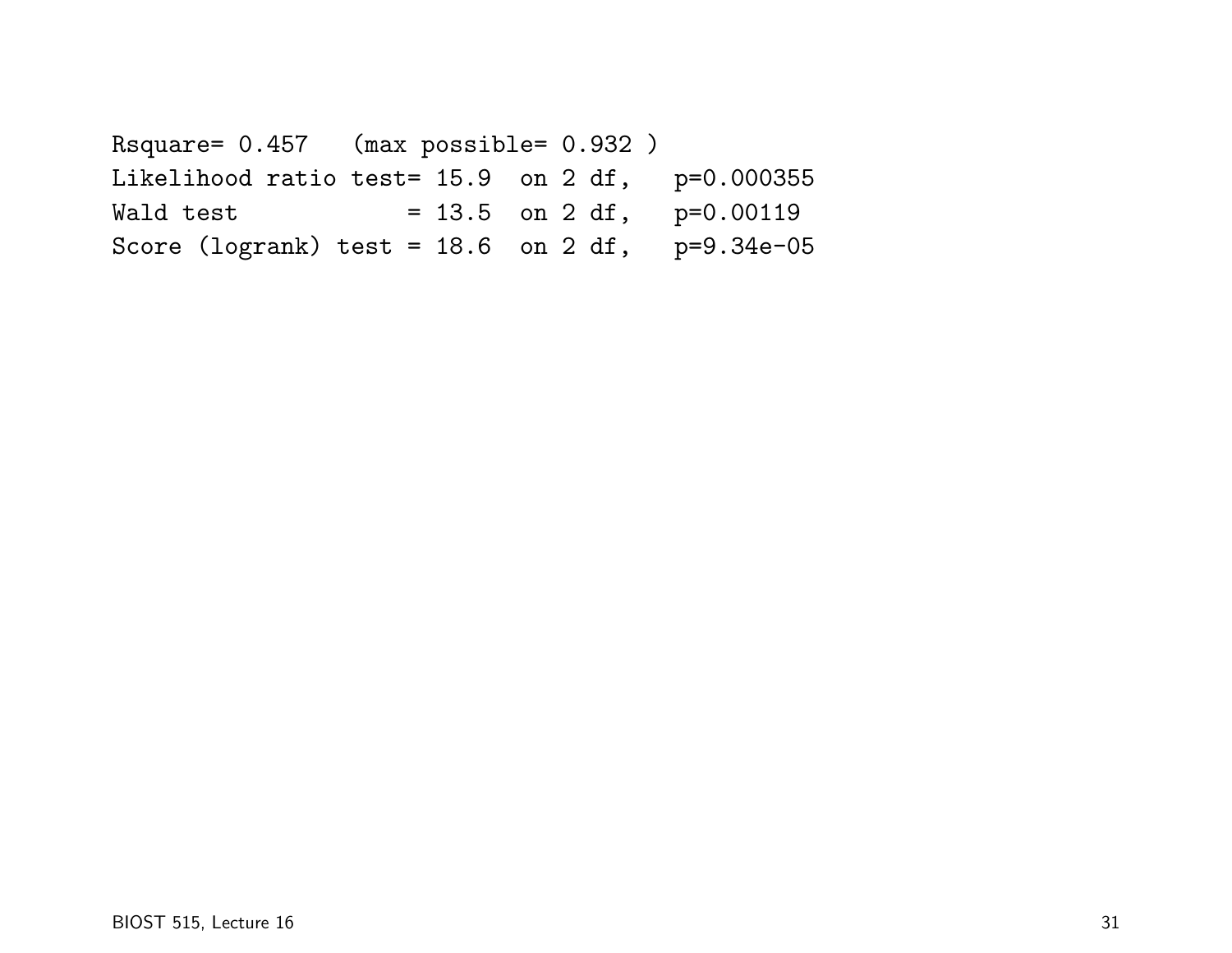```
Rsquare= 0.457   (max possible= 0.932 )
Likelihood ratio test= 15.9  on 2 df,   p=0.000355
Wald test            = 13.5  on 2 df,   p=0.00119
Score (logrank) test = 18.6  on 2 df,   p=9.34e-05
```